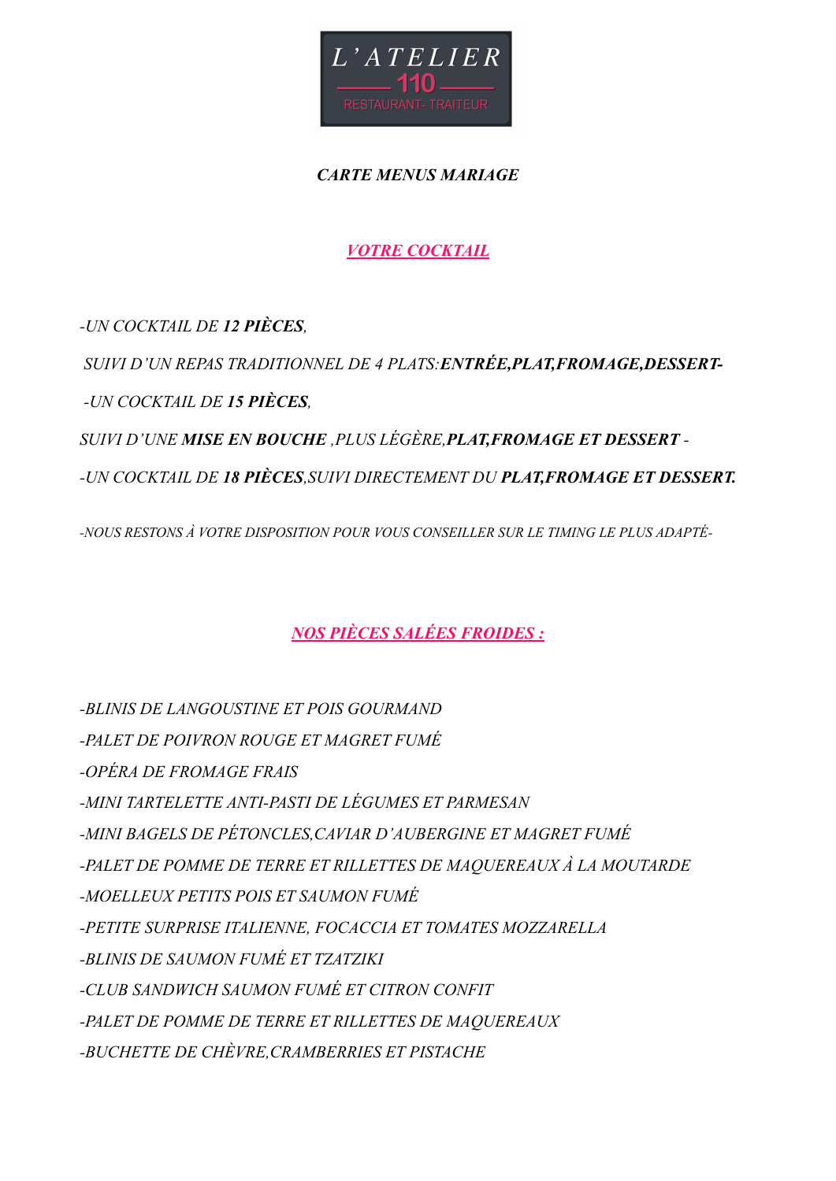**L'ATELIER**

**110**

RESTAURANT- TRAITEUR

## *CARTE MENUS MARIAGE*

### *VOTRE COCKTAIL*

*-UN COCKTAIL DE **12 PIÈCES**,*

*SUIVI D'UN REPAS TRADITIONNEL DE 4 PLATS:**ENTRÉE,PLAT,FROMAGE,DESSERT-***

*-UN COCKTAIL DE **15 PIÈCES**,*

*SUIVI D'UNE **MISE EN BOUCHE** ,PLUS LÉGÈRE,**PLAT,FROMAGE ET DESSERT** -*

*-UN COCKTAIL DE **18 PIÈCES**,SUIVI DIRECTEMENT DU **PLAT,FROMAGE ET DESSERT.***

*-NOUS RESTONS À VOTRE DISPOSITION POUR VOUS CONSEILLER SUR LE TIMING LE PLUS ADAPTÉ-*

### *NOS PIÈCES SALÉES FROIDES :*

*-BLINIS DE LANGOUSTINE ET POIS GOURMAND*

*-PALET DE POIVRON ROUGE ET MAGRET FUMÉ*

*-OPÉRA DE FROMAGE FRAIS*

*-MINI TARTELETTE ANTI-PASTI DE LÉGUMES ET PARMESAN*

*-MINI BAGELS DE PÉTONCLES,CAVIAR D'AUBERGINE ET MAGRET FUMÉ*

*-PALET DE POMME DE TERRE ET RILLETTES DE MAQUEREAUX À LA MOUTARDE*

*-MOELLEUX PETITS POIS ET SAUMON FUMÉ*

*-PETITE SURPRISE ITALIENNE, FOCACCIA ET TOMATES MOZZARELLA*

*-BLINIS DE SAUMON FUMÉ ET TZATZIKI*

*-CLUB SANDWICH SAUMON FUMÉ ET CITRON CONFIT*

*-PALET DE POMME DE TERRE ET RILLETTES DE MAQUEREAUX*

*-BUCHETTE DE CHÈVRE,CRAMBERRIES ET PISTACHE*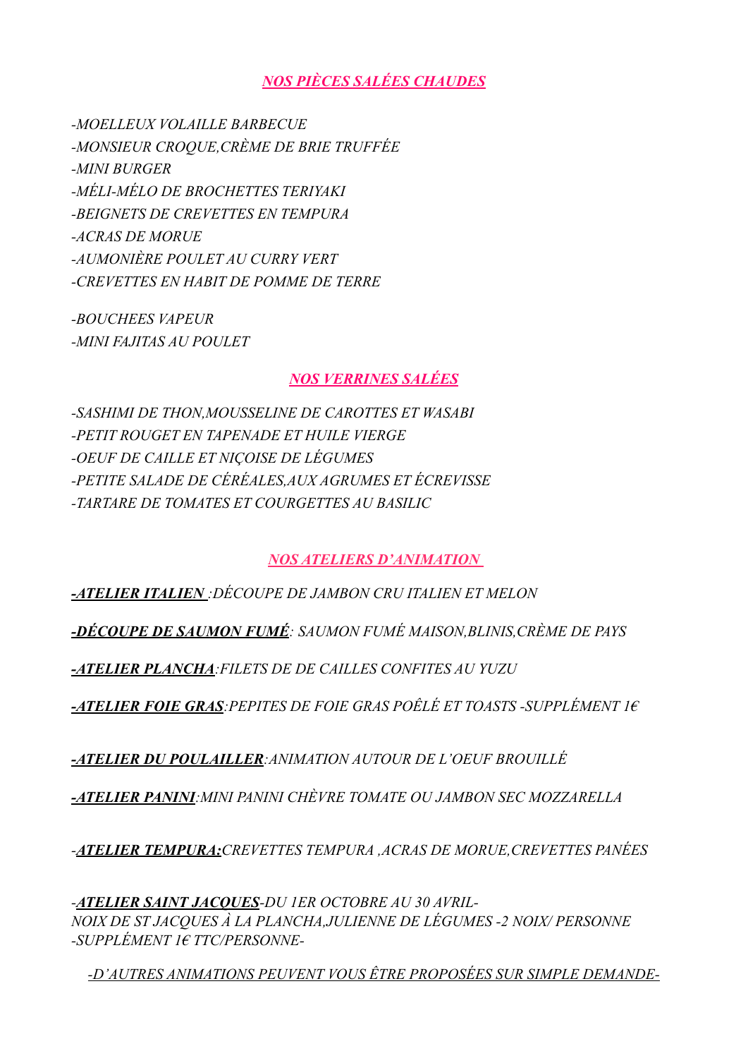## *NOS PIÈCES SALÉES CHAUDES*

*-MOELLEUX VOLAILLE BARBECUE*
*-MONSIEUR CROQUE,CRÈME DE BRIE TRUFFÉE*
*-MINI BURGER*
*-MÉLI-MÉLO DE BROCHETTES TERIYAKI*
*-BEIGNETS DE CREVETTES EN TEMPURA*
*-ACRAS DE MORUE*
*-AUMONIÈRE POULET AU CURRY VERT*
*-CREVETTES EN HABIT DE POMME DE TERRE*

*-BOUCHEES VAPEUR*
*-MINI FAJITAS AU POULET*

## *NOS VERRINES SALÉES*

*-SASHIMI DE THON,MOUSSELINE DE CAROTTES ET WASABI*
*-PETIT ROUGET EN TAPENADE ET HUILE VIERGE*
*-OEUF DE CAILLE ET NIÇOISE DE LÉGUMES*
*-PETITE SALADE DE CÉRÉALES,AUX AGRUMES ET ÉCREVISSE*
*-TARTARE DE TOMATES ET COURGETTES AU BASILIC*

## *NOS ATELIERS D'ANIMATION*

***-ATELIER ITALIEN*** *:DÉCOUPE DE JAMBON CRU ITALIEN ET MELON*

***-DÉCOUPE DE SAUMON FUMÉ****: SAUMON FUMÉ MAISON,BLINIS,CRÈME DE PAYS*

***-ATELIER PLANCHA****:FILETS DE DE CAILLES CONFITES AU YUZU*

***-ATELIER FOIE GRAS****:PEPITES DE FOIE GRAS POÊLÉ ET TOASTS -SUPPLÉMENT 1€*

***-ATELIER DU POULAILLER****:ANIMATION AUTOUR DE L'OEUF BROUILLÉ*

***-ATELIER PANINI****:MINI PANINI CHÈVRE TOMATE OU JAMBON SEC MOZZARELLA*

*-****ATELIER TEMPURA:****CREVETTES TEMPURA ,ACRAS DE MORUE,CREVETTES PANÉES*

*-****ATELIER SAINT JACQUES****-DU 1ER OCTOBRE AU 30 AVRIL-*
*NOIX DE ST JACQUES À LA PLANCHA,JULIENNE DE LÉGUMES -2 NOIX/ PERSONNE -SUPPLÉMENT 1€ TTC/PERSONNE-*

*-D'AUTRES ANIMATIONS PEUVENT VOUS ÊTRE PROPOSÉES SUR SIMPLE DEMANDE-*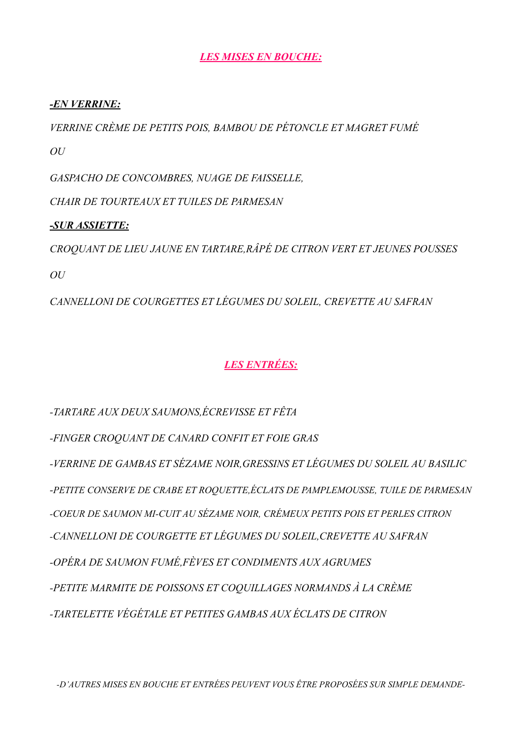## ***LES MISES EN BOUCHE:***

***-EN VERRINE:***

*VERRINE CRÈME DE PETITS POIS, BAMBOU DE PÉTONCLE ET MAGRET FUMÉ*

*OU*

*GASPACHO DE CONCOMBRES, NUAGE DE FAISSELLE,*

*CHAIR DE TOURTEAUX ET TUILES DE PARMESAN*

***-SUR ASSIETTE:***

*CROQUANT DE LIEU JAUNE EN TARTARE,RÂPÉ DE CITRON VERT ET JEUNES POUSSES*

*OU*

*CANNELLONI DE COURGETTES ET LÉGUMES DU SOLEIL, CREVETTE AU SAFRAN*

## ***LES ENTRÉES:***

*-TARTARE AUX DEUX SAUMONS,ÉCREVISSE ET FÊTA*

*-FINGER CROQUANT DE CANARD CONFIT ET FOIE GRAS*

*-VERRINE DE GAMBAS ET SÉZAME NOIR,GRESSINS ET LÉGUMES DU SOLEIL AU BASILIC*

*-PETITE CONSERVE DE CRABE ET ROQUETTE,ÉCLATS DE PAMPLEMOUSSE, TUILE DE PARMESAN*

*-COEUR DE SAUMON MI-CUIT AU SÉZAME NOIR, CRÉMEUX PETITS POIS ET PERLES CITRON*

*-CANNELLONI DE COURGETTE ET LÉGUMES DU SOLEIL,CREVETTE AU SAFRAN*

*-OPÉRA DE SAUMON FUMÉ,FÈVES ET CONDIMENTS AUX AGRUMES*

*-PETITE MARMITE DE POISSONS ET COQUILLAGES NORMANDS À LA CRÈME*

*-TARTELETTE VÉGÉTALE ET PETITES GAMBAS AUX ÉCLATS DE CITRON*

*-D'AUTRES MISES EN BOUCHE ET ENTRÉES PEUVENT VOUS ÊTRE PROPOSÉES SUR SIMPLE DEMANDE-*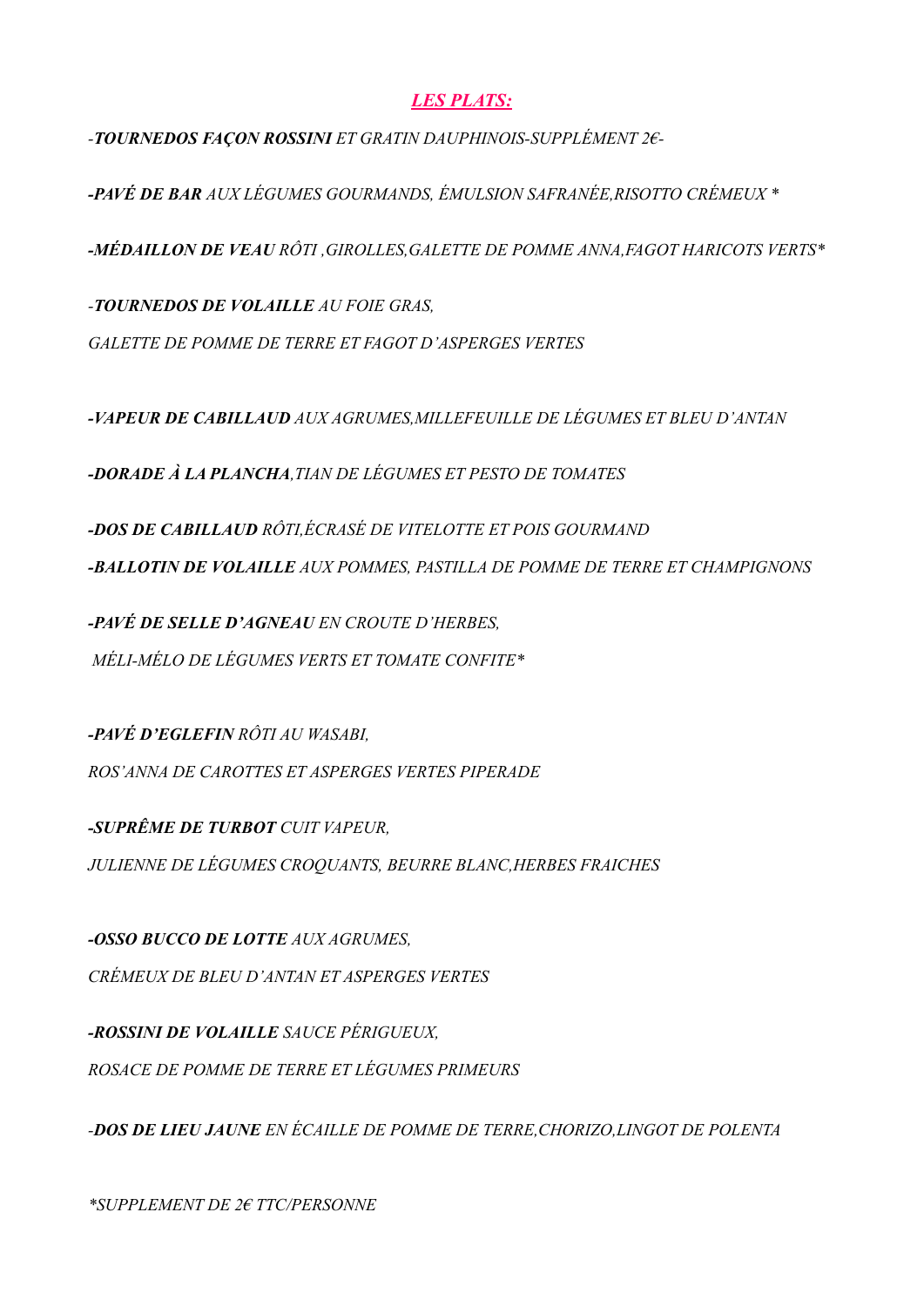## ***LES PLATS:***

*-**TOURNEDOS FAÇON ROSSINI** ET GRATIN DAUPHINOIS-SUPPLÉMENT 2€-*

*-**PAVÉ DE BAR** AUX LÉGUMES GOURMANDS, ÉMULSION SAFRANÉE,RISOTTO CRÉMEUX **

*-**MÉDAILLON DE VEAU** RÔTI ,GIROLLES,GALETTE DE POMME ANNA,FAGOT HARICOTS VERTS**

*-**TOURNEDOS DE VOLAILLE** AU FOIE GRAS,*

*GALETTE DE POMME DE TERRE ET FAGOT D'ASPERGES VERTES*

*-**VAPEUR DE CABILLAUD** AUX AGRUMES,MILLEFEUILLE DE LÉGUMES ET BLEU D'ANTAN*

*-**DORADE À LA PLANCHA**,TIAN DE LÉGUMES ET PESTO DE TOMATES*

*-**DOS DE CABILLAUD** RÔTI,ÉCRASÉ DE VITELOTTE ET POIS GOURMAND*

*-**BALLOTIN DE VOLAILLE** AUX POMMES, PASTILLA DE POMME DE TERRE ET CHAMPIGNONS*

*-**PAVÉ DE SELLE D'AGNEAU** EN CROUTE D'HERBES,*

*MÉLI-MÉLO DE LÉGUMES VERTS ET TOMATE CONFITE**

*-**PAVÉ D'EGLEFIN** RÔTI AU WASABI,*

*ROS'ANNA DE CAROTTES ET ASPERGES VERTES PIPERADE*

*-**SUPRÊME DE TURBOT** CUIT VAPEUR,*

*JULIENNE DE LÉGUMES CROQUANTS, BEURRE BLANC,HERBES FRAICHES*

*-**OSSO BUCCO DE LOTTE** AUX AGRUMES,*

*CRÉMEUX DE BLEU D'ANTAN ET ASPERGES VERTES*

*-**ROSSINI DE VOLAILLE** SAUCE PÉRIGUEUX,*

*ROSACE DE POMME DE TERRE ET LÉGUMES PRIMEURS*

*-**DOS DE LIEU JAUNE** EN ÉCAILLE DE POMME DE TERRE,CHORIZO,LINGOT DE POLENTA*

**SUPPLEMENT DE 2€ TTC/PERSONNE*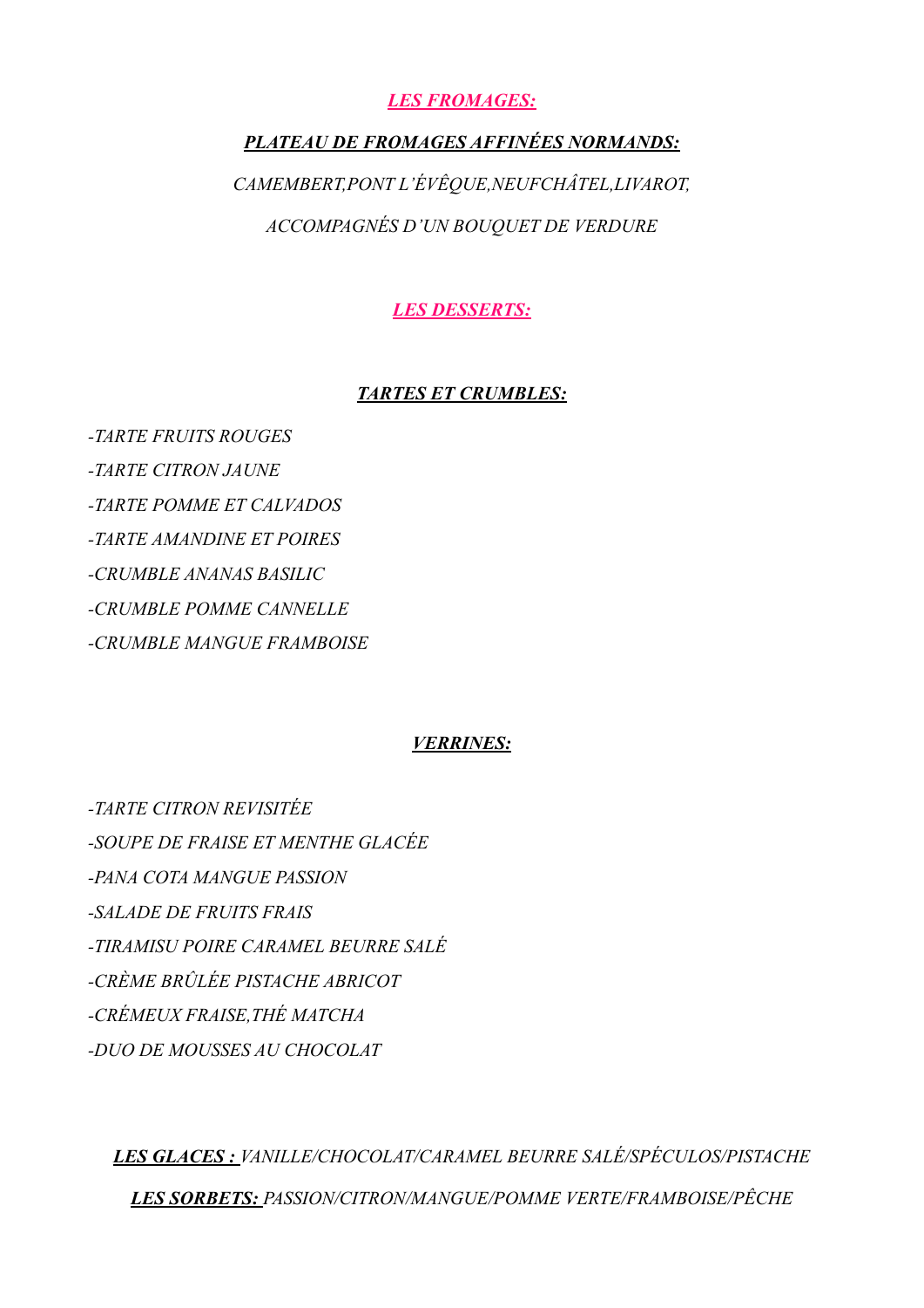## ***LES FROMAGES:***

### ***PLATEAU DE FROMAGES AFFINÉES NORMANDS:***

*CAMEMBERT,PONT L'ÉVÊQUE,NEUFCHÂTEL,LIVAROT,*

*ACCOMPAGNÉS D'UN BOUQUET DE VERDURE*

## ***LES DESSERTS:***

### ***TARTES ET CRUMBLES:***

*-TARTE FRUITS ROUGES*

*-TARTE CITRON JAUNE*

*-TARTE POMME ET CALVADOS*

*-TARTE AMANDINE ET POIRES*

*-CRUMBLE ANANAS BASILIC*

*-CRUMBLE POMME CANNELLE*

*-CRUMBLE MANGUE FRAMBOISE*

### ***VERRINES:***

*-TARTE CITRON REVISITÉE*

*-SOUPE DE FRAISE ET MENTHE GLACÉE*

*-PANA COTA MANGUE PASSION*

*-SALADE DE FRUITS FRAIS*

*-TIRAMISU POIRE CARAMEL BEURRE SALÉ*

*-CRÈME BRÛLÉE PISTACHE ABRICOT*

*-CRÉMEUX FRAISE,THÉ MATCHA*

*-DUO DE MOUSSES AU CHOCOLAT*

***LES GLACES :*** *VANILLE/CHOCOLAT/CARAMEL BEURRE SALÉ/SPÉCULOS/PISTACHE*

***LES SORBETS:*** *PASSION/CITRON/MANGUE/POMME VERTE/FRAMBOISE/PÊCHE*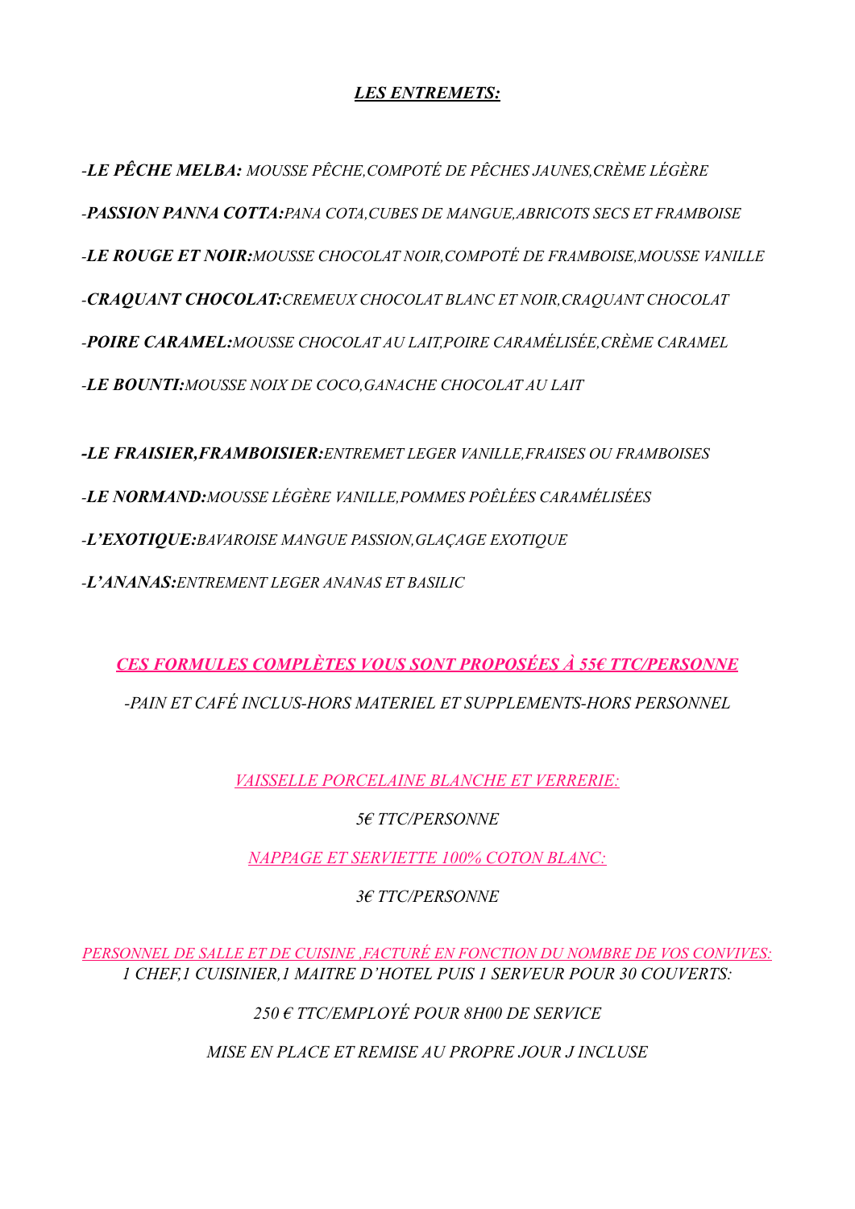## ***LES ENTREMETS:***

-***LE PÊCHE MELBA:*** *MOUSSE PÊCHE,COMPOTÉ DE PÊCHES JAUNES,CRÈME LÉGÈRE*

-***PASSION PANNA COTTA:****PANA COTA,CUBES DE MANGUE,ABRICOTS SECS ET FRAMBOISE*

-***LE ROUGE ET NOIR:****MOUSSE CHOCOLAT NOIR,COMPOTÉ DE FRAMBOISE,MOUSSE VANILLE*

-***CRAQUANT CHOCOLAT:****CREMEUX CHOCOLAT BLANC ET NOIR,CRAQUANT CHOCOLAT*

-***POIRE CARAMEL:****MOUSSE CHOCOLAT AU LAIT,POIRE CARAMÉLISÉE,CRÈME CARAMEL*

-***LE BOUNTI:****MOUSSE NOIX DE COCO,GANACHE CHOCOLAT AU LAIT*

***-LE FRAISIER,FRAMBOISIER:****ENTREMET LEGER VANILLE,FRAISES OU FRAMBOISES*

-***LE NORMAND:****MOUSSE LÉGÈRE VANILLE,POMMES POÊLÉES CARAMÉLISÉES*

-***L'EXOTIQUE:****BAVAROISE MANGUE PASSION,GLAÇAGE EXOTIQUE*

-***L'ANANAS:****ENTREMENT LEGER ANANAS ET BASILIC*

*CES FORMULES COMPLÈTES VOUS SONT PROPOSÉES À 55€ TTC/PERSONNE*

*-PAIN ET CAFÉ INCLUS-HORS MATERIEL ET SUPPLEMENTS-HORS PERSONNEL*

*VAISSELLE PORCELAINE BLANCHE ET VERRERIE:*

*5€ TTC/PERSONNE*

*NAPPAGE ET SERVIETTE 100% COTON BLANC:*

*3€ TTC/PERSONNE*

*PERSONNEL DE SALLE ET DE CUISINE ,FACTURÉ EN FONCTION DU NOMBRE DE VOS CONVIVES:*
*1 CHEF,1 CUISINIER,1 MAITRE D'HOTEL PUIS 1 SERVEUR POUR 30 COUVERTS:*

*250 € TTC/EMPLOYÉ POUR 8H00 DE SERVICE*

*MISE EN PLACE ET REMISE AU PROPRE JOUR J INCLUSE*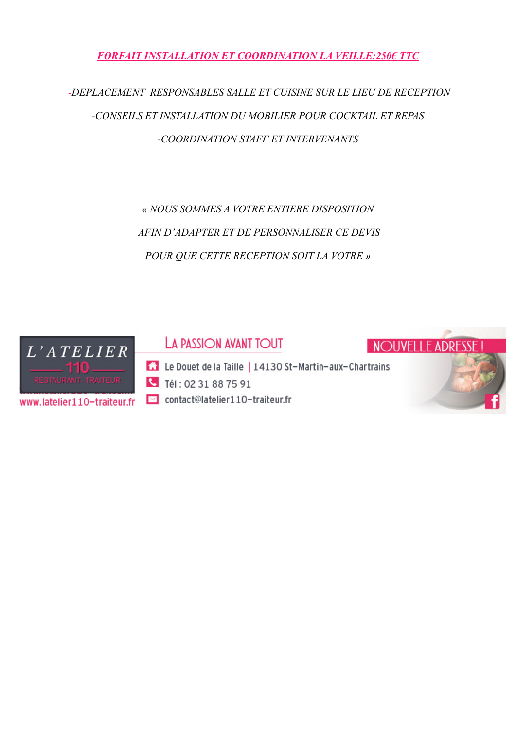***<u>FORFAIT INSTALLATION ET COORDINATION LA VEILLE:250€ TTC</u>***

*-DEPLACEMENT RESPONSABLES SALLE ET CUISINE SUR LE LIEU DE RECEPTION*

*-CONSEILS ET INSTALLATION DU MOBILIER POUR COCKTAIL ET REPAS*

*-COORDINATION STAFF ET INTERVENANTS*

*« NOUS SOMMES A VOTRE ENTIERE DISPOSITION*

*AFIN D'ADAPTER ET DE PERSONNALISER CE DEVIS*

*POUR QUE CETTE RECEPTION SOIT LA VOTRE »*

L'ATELIER
110
RESTAURANT- TRAITEUR

www.latelier110-traiteur.fr

LA PASSION AVANT TOUT

NOUVELLE ADRESSE !

Le Douet de la Taille | 14130 St-Martin-aux-Chartrains

Tél : 02 31 88 75 91

contact@latelier110-traiteur.fr